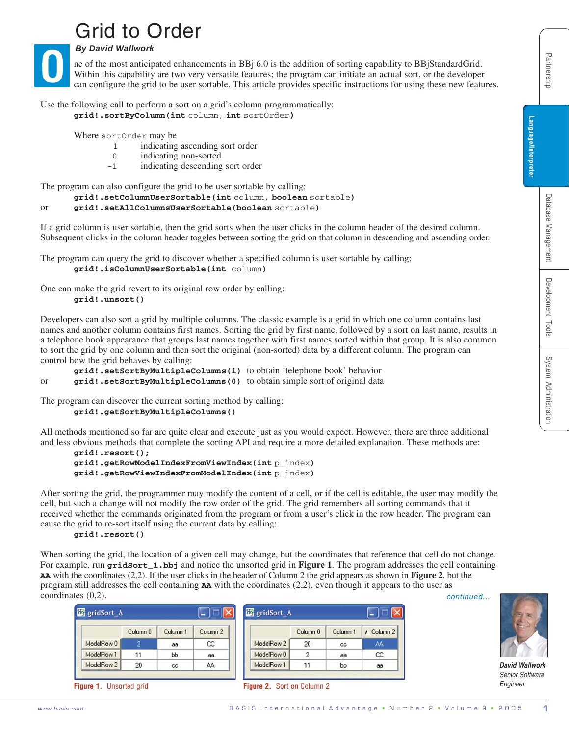# Grid to Order

***By David Wallwork***

One of the most anticipated enhancements in BBj 6.0 is the addition of sorting capability to BBjStandardGrid. Within this capability are two very versatile features; the program can initiate an actual sort, or the developer can configure the grid to be user sortable. This article provides specific instructions for using these new features.

Use the following call to perform a sort on a grid's column programmatically:

```
grid!.sortByColumn(int column, int sortOrder)
```

Where `sortOrder` may be

- `1` indicating ascending sort order
- `0` indicating non-sorted
- `-1` indicating descending sort order

The program can also configure the grid to be user sortable by calling:

```
grid!.setColumnUserSortable(int column, boolean sortable)
```

or

```
grid!.setAllColumnsUserSortable(boolean sortable)
```

If a grid column is user sortable, then the grid sorts when the user clicks in the column header of the desired column. Subsequent clicks in the column header toggles between sorting the grid on that column in descending and ascending order.

The program can query the grid to discover whether a specified column is user sortable by calling:

```
grid!.isColumnUserSortable(int column)
```

One can make the grid revert to its original row order by calling:

```
grid!.unsort()
```

Developers can also sort a grid by multiple columns. The classic example is a grid in which one column contains last names and another column contains first names. Sorting the grid by first name, followed by a sort on last name, results in a telephone book appearance that groups last names together with first names sorted within that group. It is also common to sort the grid by one column and then sort the original (non-sorted) data by a different column. The program can control how the grid behaves by calling:

`grid!.setSortByMultipleColumns(1)` to obtain 'telephone book' behavior

or

`grid!.setSortByMultipleColumns(0)` to obtain simple sort of original data

The program can discover the current sorting method by calling:

```
grid!.getSortByMultipleColumns()
```

All methods mentioned so far are quite clear and execute just as you would expect. However, there are three additional and less obvious methods that complete the sorting API and require a more detailed explanation. These methods are:

```
grid!.resort();
grid!.getRowModelIndexFromViewIndex(int p_index)
grid!.getRowViewIndexFromModelIndex(int p_index)
```

After sorting the grid, the programmer may modify the content of a cell, or if the cell is editable, the user may modify the cell, but such a change will not modify the row order of the grid. The grid remembers all sorting commands that it received whether the commands originated from the program or from a user's click in the row header. The program can cause the grid to re-sort itself using the current data by calling:

```
grid!.resort()
```

When sorting the grid, the location of a given cell may change, but the coordinates that reference that cell do not change. For example, run **`gridSort_1.bbj`** and notice the unsorted grid in **Figure 1**. The program addresses the cell containing **`AA`** with the coordinates (2,2). If the user clicks in the header of Column 2 the grid appears as shown in **Figure 2**, but the program still addresses the cell containing **`AA`** with the coordinates (2,2), even though it appears to the user as coordinates (0,2).

*continued...*

gridSort_A

| | Column 0 | Column 1 | Column 2 |
|---|---|---|---|
| ModelRow 0 | 2 | aa | CC |
| ModelRow 1 | 11 | bb | aa |
| ModelRow 2 | 20 | cc | AA |

**Figure 1.** Unsorted grid

gridSort_A

| | Column 0 | Column 1 | Column 2 |
|---|---|---|---|
| ModelRow 2 | 20 | cc | AA |
| ModelRow 0 | 2 | aa | CC |
| ModelRow 1 | 11 | bb | aa |

**Figure 2.** Sort on Column 2

***David Wallwork***
*Senior Software Engineer*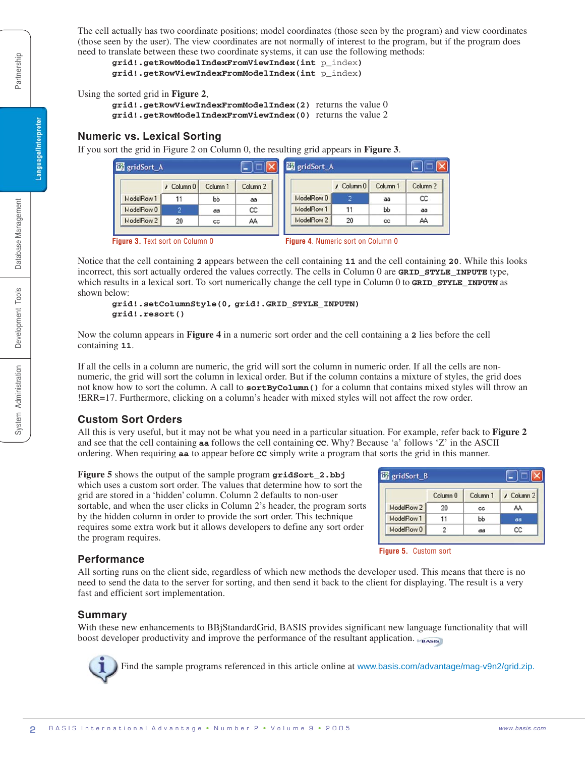The cell actually has two coordinate positions; model coordinates (those seen by the program) and view coordinates (those seen by the user). The view coordinates are not normally of interest to the program, but if the program does need to translate between these two coordinate systems, it can use the following methods:

```
grid!.getRowModelIndexFromViewIndex(int p_index)
grid!.getRowViewIndexFromModelIndex(int p_index)
```

Using the sorted grid in **Figure 2**,

`grid!.getRowViewIndexFromModelIndex(2)` returns the value 0
`grid!.getRowModelIndexFromViewIndex(0)` returns the value 2

## Numeric vs. Lexical Sorting

If you sort the grid in Figure 2 on Column 0, the resulting grid appears in **Figure 3**.

gridSort_A

| | Column 0 | Column 1 | Column 2 |
|---|---|---|---|
| ModelRow 1 | 11 | bb | aa |
| ModelRow 0 | 2 | aa | CC |
| ModelRow 2 | 20 | cc | AA |

**Figure 3.** Text sort on Column 0

gridSort_A

| | Column 0 | Column 1 | Column 2 |
|---|---|---|---|
| ModelRow 0 | 2 | aa | CC |
| ModelRow 1 | 11 | bb | aa |
| ModelRow 2 | 20 | cc | AA |

**Figure 4.** Numeric sort on Column 0

Notice that the cell containing **2** appears between the cell containing **11** and the cell containing **20**. While this looks incorrect, this sort actually ordered the values correctly. The cells in Column 0 are **GRID_STYLE_INPUTE** type, which results in a lexical sort. To sort numerically change the cell type in Column 0 to **GRID_STYLE_INPUTN** as shown below:

```
grid!.setColumnStyle(0, grid!.GRID_STYLE_INPUTN)
grid!.resort()
```

Now the column appears in **Figure 4** in a numeric sort order and the cell containing a **2** lies before the cell containing **11**.

If all the cells in a column are numeric, the grid will sort the column in numeric order. If all the cells are non-numeric, the grid will sort the column in lexical order. But if the column contains a mixture of styles, the grid does not know how to sort the column. A call to **sortByColumn()** for a column that contains mixed styles will throw an !ERR=17. Furthermore, clicking on a column's header with mixed styles will not affect the row order.

## Custom Sort Orders

All this is very useful, but it may not be what you need in a particular situation. For example, refer back to **Figure 2** and see that the cell containing **aa** follows the cell containing **CC**. Why? Because 'a' follows 'Z' in the ASCII ordering. When requiring **aa** to appear before **CC** simply write a program that sorts the grid in this manner.

**Figure 5** shows the output of the sample program **gridSort_2.bbj** which uses a custom sort order. The values that determine how to sort the grid are stored in a 'hidden' column. Column 2 defaults to non-user sortable, and when the user clicks in Column 2's header, the program sorts by the hidden column in order to provide the sort order. This technique requires some extra work but it allows developers to define any sort order the program requires.

gridSort_B

| | Column 0 | Column 1 | Column 2 |
|---|---|---|---|
| ModelRow 2 | 20 | cc | AA |
| ModelRow 1 | 11 | bb | aa |
| ModelRow 0 | 2 | aa | CC |

**Figure 5.** Custom sort

## Performance

All sorting runs on the client side, regardless of which new methods the developer used. This means that there is no need to send the data to the server for sorting, and then send it back to the client for displaying. The result is a very fast and efficient sort implementation.

## Summary

With these new enhancements to BBjStandardGrid, BASIS provides significant new language functionality that will boost developer productivity and improve the performance of the resultant application.

Find the sample programs referenced in this article online at www.basis.com/advantage/mag-v9n2/grid.zip.